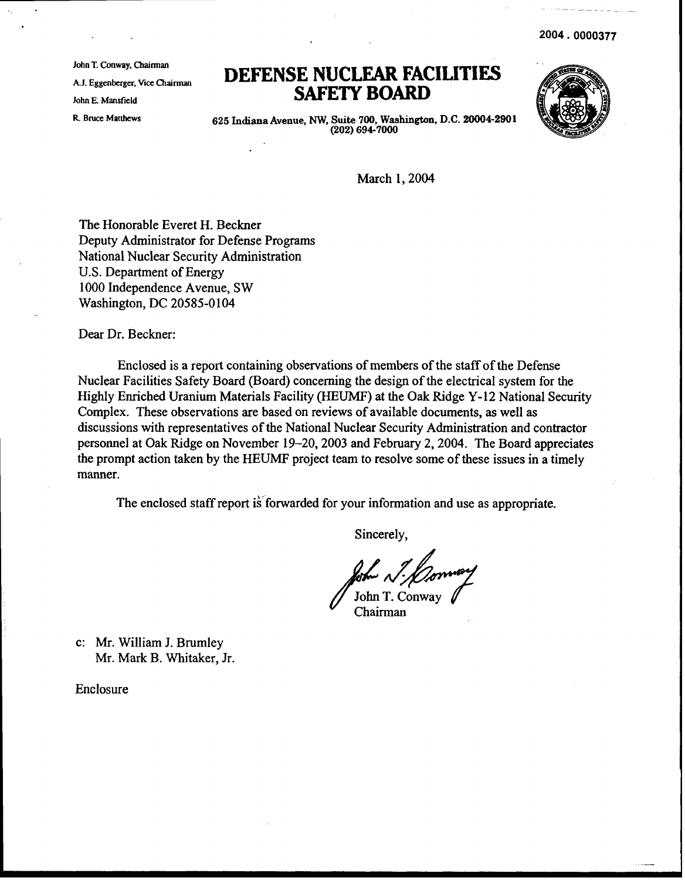2004 . 0000377

John T. Conway, Chairman

A.J. Eggenberger, Vice Chairman

John E. Mansfield

R. Bruce Matthews

# DEFENSE NUCLEAR FACILITIES SAFETY BOARD

625 Indiana Avenue, NW, Suite 700, Washington, D.C. 20004-2901
(202) 694-7000

March 1, 2004

The Honorable Everet H. Beckner
Deputy Administrator for Defense Programs
National Nuclear Security Administration
U.S. Department of Energy
1000 Independence Avenue, SW
Washington, DC 20585-0104

Dear Dr. Beckner:

Enclosed is a report containing observations of members of the staff of the Defense Nuclear Facilities Safety Board (Board) concerning the design of the electrical system for the Highly Enriched Uranium Materials Facility (HEUMF) at the Oak Ridge Y-12 National Security Complex. These observations are based on reviews of available documents, as well as discussions with representatives of the National Nuclear Security Administration and contractor personnel at Oak Ridge on November 19–20, 2003 and February 2, 2004. The Board appreciates the prompt action taken by the HEUMF project team to resolve some of these issues in a timely manner.

The enclosed staff report is forwarded for your information and use as appropriate.

Sincerely,

John T. Conway
Chairman

c: Mr. William J. Brumley
Mr. Mark B. Whitaker, Jr.

Enclosure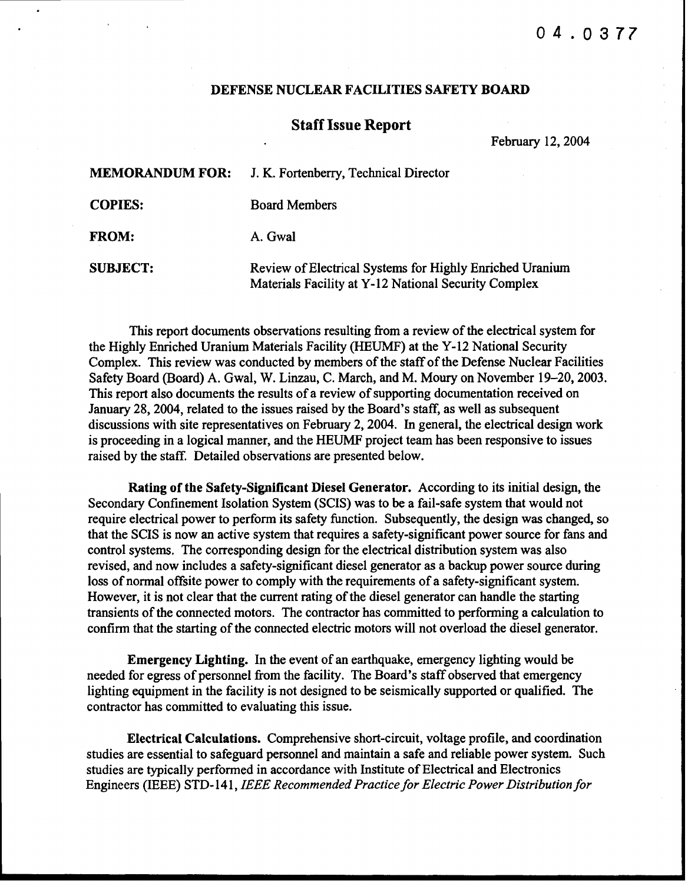04.0377

**DEFENSE NUCLEAR FACILITIES SAFETY BOARD**

## Staff Issue Report

February 12, 2004

**MEMORANDUM FOR:** J. K. Fortenberry, Technical Director

**COPIES:** Board Members

**FROM:** A. Gwal

**SUBJECT:** Review of Electrical Systems for Highly Enriched Uranium Materials Facility at Y-12 National Security Complex

This report documents observations resulting from a review of the electrical system for the Highly Enriched Uranium Materials Facility (HEUMF) at the Y-12 National Security Complex. This review was conducted by members of the staff of the Defense Nuclear Facilities Safety Board (Board) A. Gwal, W. Linzau, C. March, and M. Moury on November 19–20, 2003. This report also documents the results of a review of supporting documentation received on January 28, 2004, related to the issues raised by the Board's staff, as well as subsequent discussions with site representatives on February 2, 2004. In general, the electrical design work is proceeding in a logical manner, and the HEUMF project team has been responsive to issues raised by the staff. Detailed observations are presented below.

**Rating of the Safety-Significant Diesel Generator.** According to its initial design, the Secondary Confinement Isolation System (SCIS) was to be a fail-safe system that would not require electrical power to perform its safety function. Subsequently, the design was changed, so that the SCIS is now an active system that requires a safety-significant power source for fans and control systems. The corresponding design for the electrical distribution system was also revised, and now includes a safety-significant diesel generator as a backup power source during loss of normal offsite power to comply with the requirements of a safety-significant system. However, it is not clear that the current rating of the diesel generator can handle the starting transients of the connected motors. The contractor has committed to performing a calculation to confirm that the starting of the connected electric motors will not overload the diesel generator.

**Emergency Lighting.** In the event of an earthquake, emergency lighting would be needed for egress of personnel from the facility. The Board's staff observed that emergency lighting equipment in the facility is not designed to be seismically supported or qualified. The contractor has committed to evaluating this issue.

**Electrical Calculations.** Comprehensive short-circuit, voltage profile, and coordination studies are essential to safeguard personnel and maintain a safe and reliable power system. Such studies are typically performed in accordance with Institute of Electrical and Electronics Engineers (IEEE) STD-141, *IEEE Recommended Practice for Electric Power Distribution for*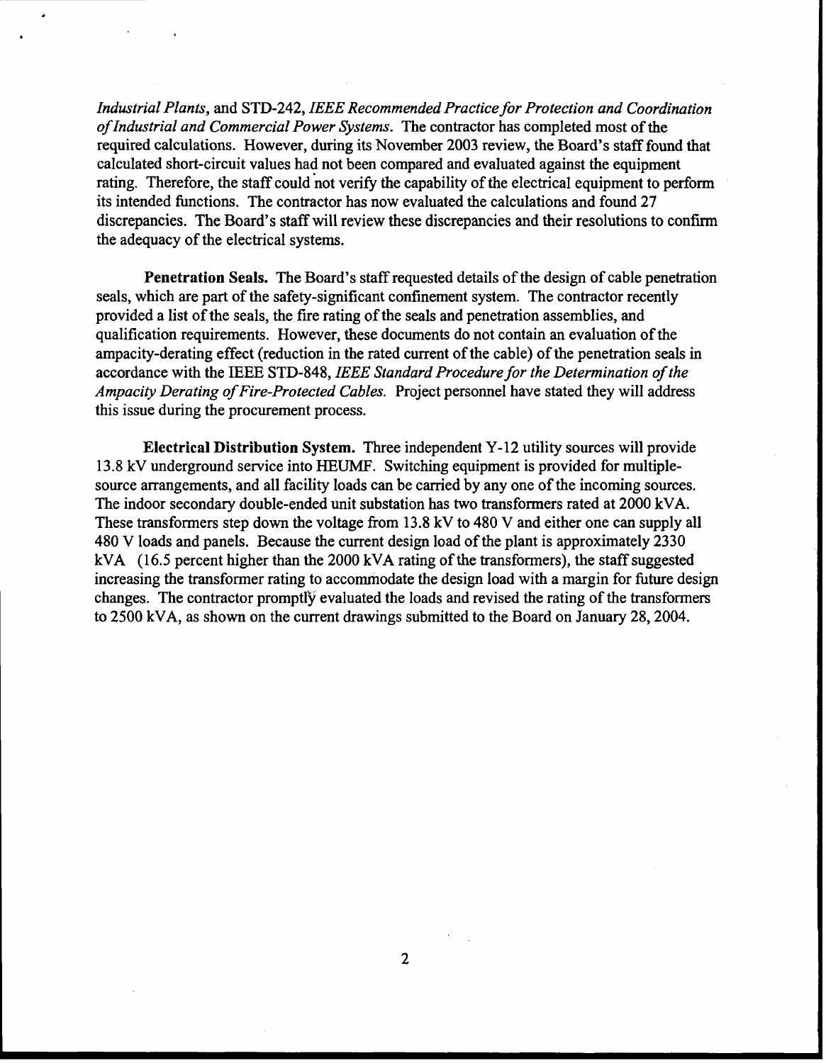*Industrial Plants*, and STD-242, *IEEE Recommended Practice for Protection and Coordination of Industrial and Commercial Power Systems*. The contractor has completed most of the required calculations. However, during its November 2003 review, the Board's staff found that calculated short-circuit values had not been compared and evaluated against the equipment rating. Therefore, the staff could not verify the capability of the electrical equipment to perform its intended functions. The contractor has now evaluated the calculations and found 27 discrepancies. The Board's staff will review these discrepancies and their resolutions to confirm the adequacy of the electrical systems.

**Penetration Seals.** The Board's staff requested details of the design of cable penetration seals, which are part of the safety-significant confinement system. The contractor recently provided a list of the seals, the fire rating of the seals and penetration assemblies, and qualification requirements. However, these documents do not contain an evaluation of the ampacity-derating effect (reduction in the rated current of the cable) of the penetration seals in accordance with the IEEE STD-848, *IEEE Standard Procedure for the Determination of the Ampacity Derating of Fire-Protected Cables*. Project personnel have stated they will address this issue during the procurement process.

**Electrical Distribution System.** Three independent Y-12 utility sources will provide 13.8 kV underground service into HEUMF. Switching equipment is provided for multiple-source arrangements, and all facility loads can be carried by any one of the incoming sources. The indoor secondary double-ended unit substation has two transformers rated at 2000 kVA. These transformers step down the voltage from 13.8 kV to 480 V and either one can supply all 480 V loads and panels. Because the current design load of the plant is approximately 2330 kVA (16.5 percent higher than the 2000 kVA rating of the transformers), the staff suggested increasing the transformer rating to accommodate the design load with a margin for future design changes. The contractor promptly evaluated the loads and revised the rating of the transformers to 2500 kVA, as shown on the current drawings submitted to the Board on January 28, 2004.